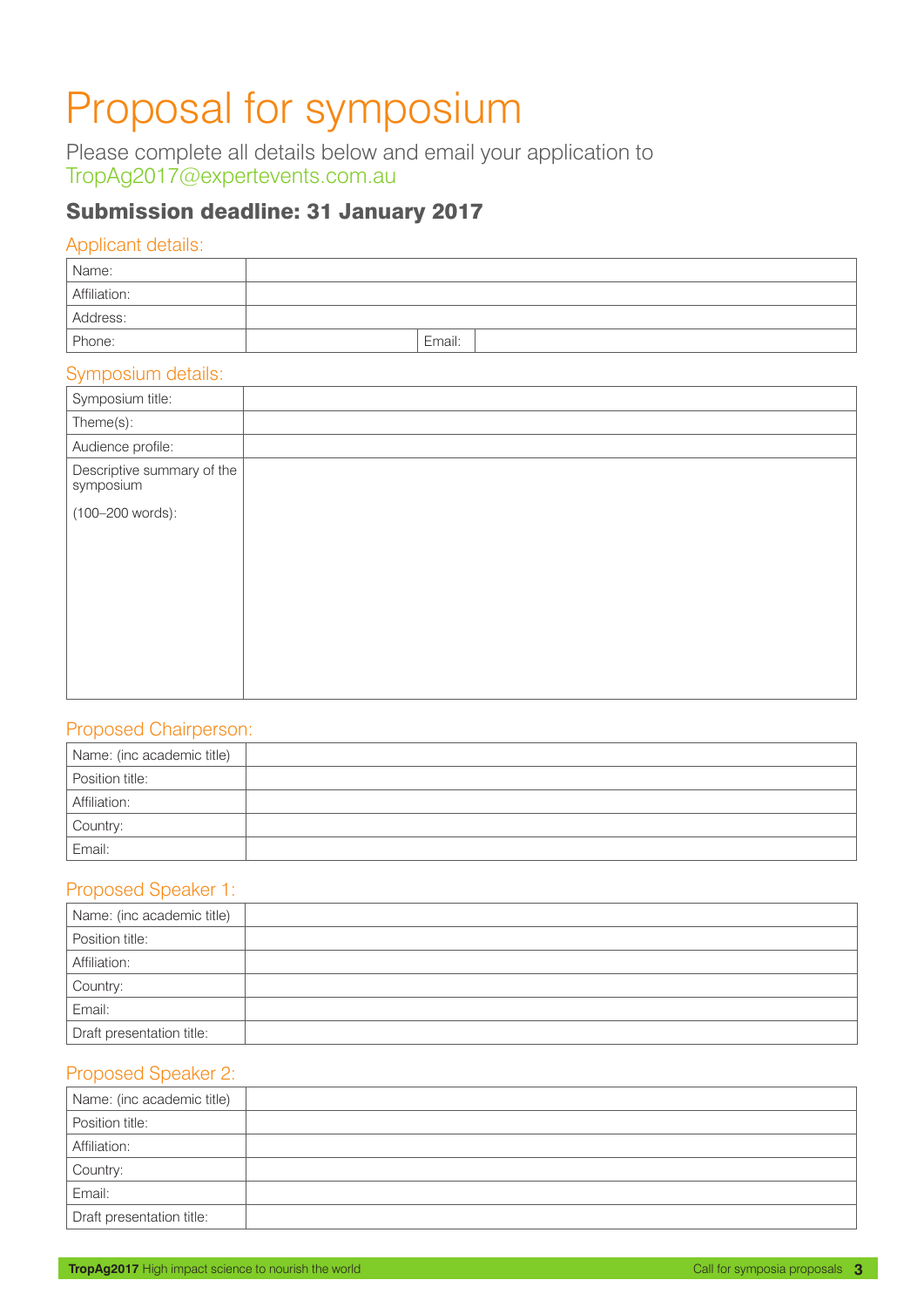# Proposal for symposium

Please complete all details below and email your application to TropAg2017@expertevents.com.au

**Submission deadline: 31 January 2017**

## Applicant details:

| | | | |
|---|---|---|---|
| Name: | | | |
| Affiliation: | | | |
| Address: | | | |
| Phone: | | Email: | |

## Symposium details:

| | |
|---|---|
| Symposium title: | |
| Theme(s): | |
| Audience profile: | |
| Descriptive summary of the symposium (100–200 words): | |

## Proposed Chairperson:

| | |
|---|---|
| Name: (inc academic title) | |
| Position title: | |
| Affiliation: | |
| Country: | |
| Email: | |

## Proposed Speaker 1:

| | |
|---|---|
| Name: (inc academic title) | |
| Position title: | |
| Affiliation: | |
| Country: | |
| Email: | |
| Draft presentation title: | |

## Proposed Speaker 2:

| | |
|---|---|
| Name: (inc academic title) | |
| Position title: | |
| Affiliation: | |
| Country: | |
| Email: | |
| Draft presentation title: | |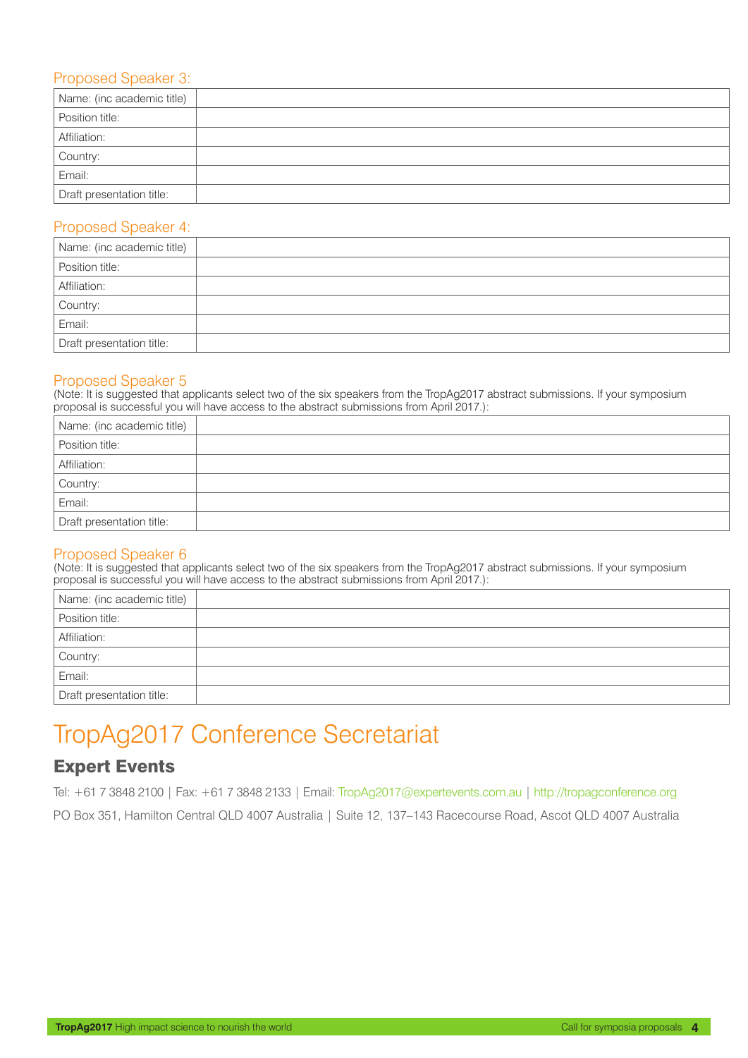### Proposed Speaker 3:

| | |
|---|---|
| Name: (inc academic title) | |
| Position title: | |
| Affiliation: | |
| Country: | |
| Email: | |
| Draft presentation title: | |

### Proposed Speaker 4:

| | |
|---|---|
| Name: (inc academic title) | |
| Position title: | |
| Affiliation: | |
| Country: | |
| Email: | |
| Draft presentation title: | |

### Proposed Speaker 5

(Note: It is suggested that applicants select two of the six speakers from the TropAg2017 abstract submissions. If your symposium proposal is successful you will have access to the abstract submissions from April 2017.):

| | |
|---|---|
| Name: (inc academic title) | |
| Position title: | |
| Affiliation: | |
| Country: | |
| Email: | |
| Draft presentation title: | |

### Proposed Speaker 6

(Note: It is suggested that applicants select two of the six speakers from the TropAg2017 abstract submissions. If your symposium proposal is successful you will have access to the abstract submissions from April 2017.):

| | |
|---|---|
| Name: (inc academic title) | |
| Position title: | |
| Affiliation: | |
| Country: | |
| Email: | |
| Draft presentation title: | |

# TropAg2017 Conference Secretariat

## Expert Events

Tel: +61 7 3848 2100 | Fax: +61 7 3848 2133 | Email: TropAg2017@expertevents.com.au | http://tropagconference.org

PO Box 351, Hamilton Central QLD 4007 Australia | Suite 12, 137–143 Racecourse Road, Ascot QLD 4007 Australia